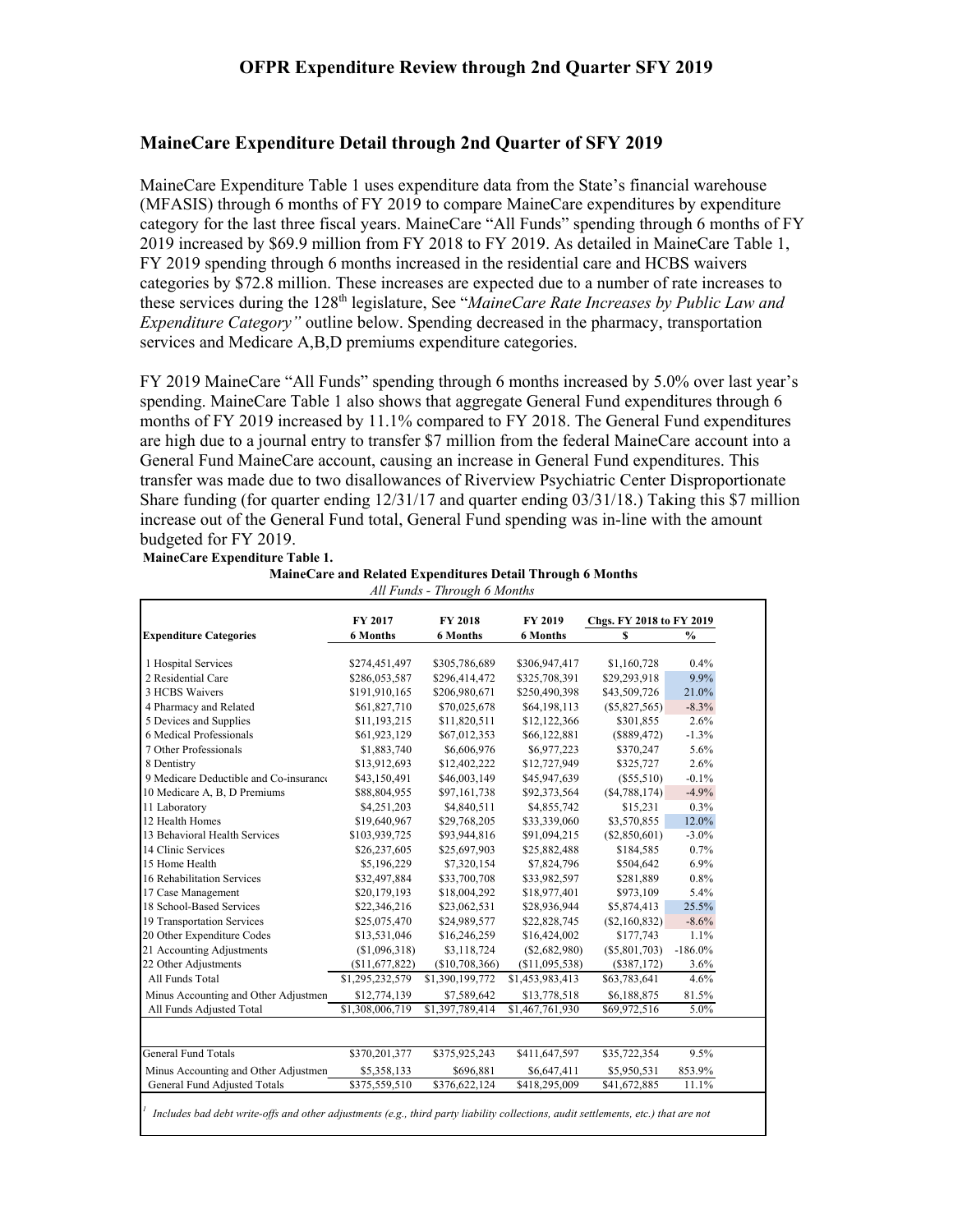## MaineCare Expenditure Detail through 2nd Quarter of SFY 2019

MaineCare Expenditure Table 1 uses expenditure data from the State's financial warehouse (MFASIS) through 6 months of FY 2019 to compare MaineCare expenditures by expenditure category for the last three fiscal years. MaineCare "All Funds" spending through 6 months of FY 2019 increased by $69.9 million from FY 2018 to FY 2019. As detailed in MaineCare Table 1, FY 2019 spending through 6 months increased in the residential care and HCBS waivers categories by $72.8 million. These increases are expected due to a number of rate increases to these services during the 128th legislature, See "*MaineCare Rate Increases by Public Law and Expenditure Category"* outline below. Spending decreased in the pharmacy, transportation services and Medicare A,B,D premiums expenditure categories.

FY 2019 MaineCare "All Funds" spending through 6 months increased by 5.0% over last year's spending. MaineCare Table 1 also shows that aggregate General Fund expenditures through 6 months of FY 2019 increased by 11.1% compared to FY 2018. The General Fund expenditures are high due to a journal entry to transfer $7 million from the federal MaineCare account into a General Fund MaineCare account, causing an increase in General Fund expenditures. This transfer was made due to two disallowances of Riverview Psychiatric Center Disproportionate Share funding (for quarter ending 12/31/17 and quarter ending 03/31/18.) Taking this $7 million increase out of the General Fund total, General Fund spending was in-line with the amount budgeted for FY 2019.

**MaineCare Expenditure Table 1.**

**MaineCare and Related Expenditures Detail Through 6 Months**

*All Funds - Through 6 Months*

| Expenditure Categories | FY 2017 6 Months | FY 2018 6 Months | FY 2019 6 Months | Chgs. FY 2018 to FY 2019 $ | % |
|---|---|---|---|---|---|
| 1 Hospital Services | $274,451,497 | $305,786,689 | $306,947,417 | $1,160,728 | 0.4% |
| 2 Residential Care | $286,053,587 | $296,414,472 | $325,708,391 | $29,293,918 | 9.9% |
| 3 HCBS Waivers | $191,910,165 | $206,980,671 | $250,490,398 | $43,509,726 | 21.0% |
| 4 Pharmacy and Related | $61,827,710 | $70,025,678 | $64,198,113 | ($5,827,565) | -8.3% |
| 5 Devices and Supplies | $11,193,215 | $11,820,511 | $12,122,366 | $301,855 | 2.6% |
| 6 Medical Professionals | $61,923,129 | $67,012,353 | $66,122,881 | ($889,472) | -1.3% |
| 7 Other Professionals | $1,883,740 | $6,606,976 | $6,977,223 | $370,247 | 5.6% |
| 8 Dentistry | $13,912,693 | $12,402,222 | $12,727,949 | $325,727 | 2.6% |
| 9 Medicare Deductible and Co-insurance | $43,150,491 | $46,003,149 | $45,947,639 | ($55,510) | -0.1% |
| 10 Medicare A, B, D Premiums | $88,804,955 | $97,161,738 | $92,373,564 | ($4,788,174) | -4.9% |
| 11 Laboratory | $4,251,203 | $4,840,511 | $4,855,742 | $15,231 | 0.3% |
| 12 Health Homes | $19,640,967 | $29,768,205 | $33,339,060 | $3,570,855 | 12.0% |
| 13 Behavioral Health Services | $103,939,725 | $93,944,816 | $91,094,215 | ($2,850,601) | -3.0% |
| 14 Clinic Services | $26,237,605 | $25,697,903 | $25,882,488 | $184,585 | 0.7% |
| 15 Home Health | $5,196,229 | $7,320,154 | $7,824,796 | $504,642 | 6.9% |
| 16 Rehabilitation Services | $32,497,884 | $33,700,708 | $33,982,597 | $281,889 | 0.8% |
| 17 Case Management | $20,179,193 | $18,004,292 | $18,977,401 | $973,109 | 5.4% |
| 18 School-Based Services | $22,346,216 | $23,062,531 | $28,936,944 | $5,874,413 | 25.5% |
| 19 Transportation Services | $25,075,470 | $24,989,577 | $22,828,745 | ($2,160,832) | -8.6% |
| 20 Other Expenditure Codes | $13,531,046 | $16,246,259 | $16,424,002 | $177,743 | 1.1% |
| 21 Accounting Adjustments | ($1,096,318) | $3,118,724 | ($2,682,980) | ($5,801,703) | -186.0% |
| 22 Other Adjustments | ($11,677,822) | ($10,708,366) | ($11,095,538) | ($387,172) | 3.6% |
| All Funds Total | $1,295,232,579 | $1,390,199,772 | $1,453,983,413 | $63,783,641 | 4.6% |
| Minus Accounting and Other Adjustments | $12,774,139 | $7,589,642 | $13,778,518 | $6,188,875 | 81.5% |
| All Funds Adjusted Total | $1,308,006,719 | $1,397,789,414 | $1,467,761,930 | $69,972,516 | 5.0% |
| | | | | | |
| General Fund Totals | $370,201,377 | $375,925,243 | $411,647,597 | $35,722,354 | 9.5% |
| Minus Accounting and Other Adjustments | $5,358,133 | $696,881 | $6,647,411 | $5,950,531 | 853.9% |
| General Fund Adjusted Totals | $375,559,510 | $376,622,124 | $418,295,009 | $41,672,885 | 11.1% |

[1] *Includes bad debt write-offs and other adjustments (e.g., third party liability collections, audit settlements, etc.) that are not*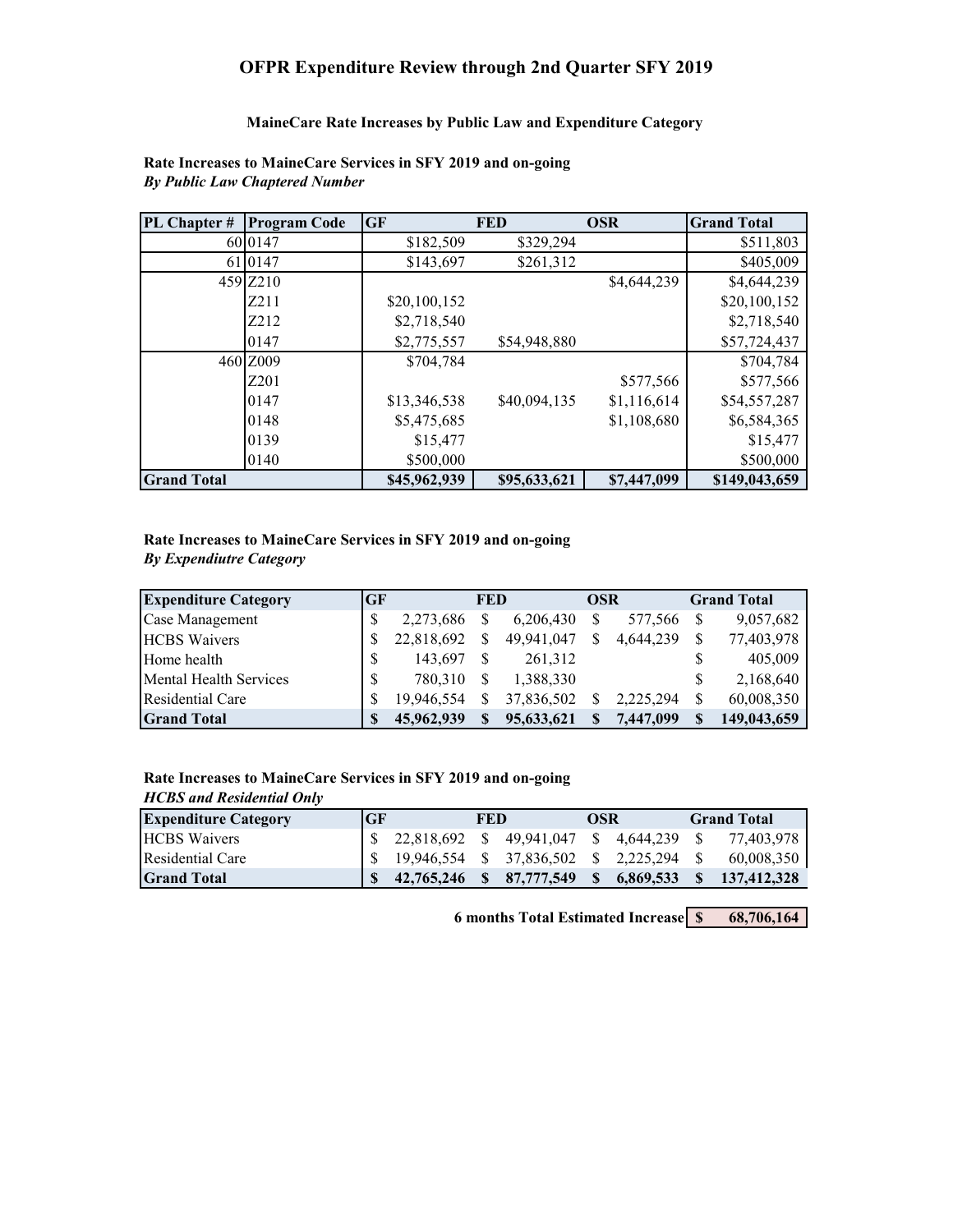# OFPR Expenditure Review through 2nd Quarter SFY 2019

## MaineCare Rate Increases by Public Law and Expenditure Category

**Rate Increases to MaineCare Services in SFY 2019 and on-going**
***By Public Law Chaptered Number***

| PL Chapter # | Program Code | GF | FED | OSR | Grand Total |
|---|---|---|---|---|---|
| 60 | 0147 | $182,509 | $329,294 | | $511,803 |
| 61 | 0147 | $143,697 | $261,312 | | $405,009 |
| 459 | Z210 | | | $4,644,239 | $4,644,239 |
| | Z211 | $20,100,152 | | | $20,100,152 |
| | Z212 | $2,718,540 | | | $2,718,540 |
| | 0147 | $2,775,557 | $54,948,880 | | $57,724,437 |
| 460 | Z009 | $704,784 | | | $704,784 |
| | Z201 | | | $577,566 | $577,566 |
| | 0147 | $13,346,538 | $40,094,135 | $1,116,614 | $54,557,287 |
| | 0148 | $5,475,685 | | $1,108,680 | $6,584,365 |
| | 0139 | $15,477 | | | $15,477 |
| | 0140 | $500,000 | | | $500,000 |
| **Grand Total** | | **$45,962,939** | **$95,633,621** | **$7,447,099** | **$149,043,659** |

**Rate Increases to MaineCare Services in SFY 2019 and on-going**
***By Expendiutre Category***

| Expenditure Category | GF | FED | OSR | Grand Total |
|---|---|---|---|---|
| Case Management | $ 2,273,686 | $ 6,206,430 | $ 577,566 | $ 9,057,682 |
| HCBS Waivers | $ 22,818,692 | $ 49,941,047 | $ 4,644,239 | $ 77,403,978 |
| Home health | $ 143,697 | $ 261,312 | | $ 405,009 |
| Mental Health Services | $ 780,310 | $ 1,388,330 | | $ 2,168,640 |
| Residential Care | $ 19,946,554 | $ 37,836,502 | $ 2,225,294 | $ 60,008,350 |
| **Grand Total** | **$ 45,962,939** | **$ 95,633,621** | **$ 7,447,099** | **$ 149,043,659** |

**Rate Increases to MaineCare Services in SFY 2019 and on-going**
***HCBS and Residential Only***

| Expenditure Category | GF | FED | OSR | Grand Total |
|---|---|---|---|---|
| HCBS Waivers | $ 22,818,692 | $ 49,941,047 | $ 4,644,239 | $ 77,403,978 |
| Residential Care | $ 19,946,554 | $ 37,836,502 | $ 2,225,294 | $ 60,008,350 |
| **Grand Total** | **$ 42,765,246** | **$ 87,777,549** | **$ 6,869,533** | **$ 137,412,328** |

**6 months Total Estimated Increase** **$ 68,706,164**